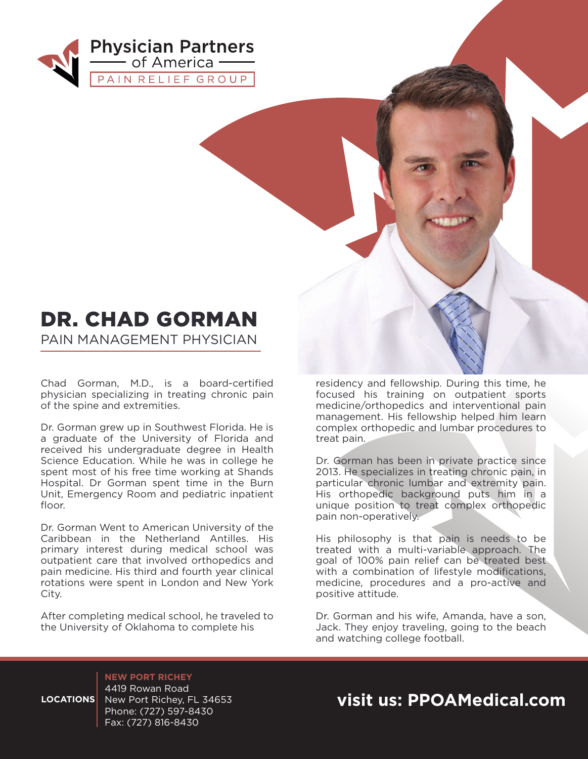Physician Partners
of America
PAIN RELIEF GROUP

# DR. CHAD GORMAN

## PAIN MANAGEMENT PHYSICIAN

Chad Gorman, M.D., is a board-certified physician specializing in treating chronic pain of the spine and extremities.

Dr. Gorman grew up in Southwest Florida. He is a graduate of the University of Florida and received his undergraduate degree in Health Science Education. While he was in college he spent most of his free time working at Shands Hospital. Dr Gorman spent time in the Burn Unit, Emergency Room and pediatric inpatient floor.

Dr. Gorman Went to American University of the Caribbean in the Netherland Antilles. His primary interest during medical school was outpatient care that involved orthopedics and pain medicine. His third and fourth year clinical rotations were spent in London and New York City.

After completing medical school, he traveled to the University of Oklahoma to complete his residency and fellowship. During this time, he focused his training on outpatient sports medicine/orthopedics and interventional pain management. His fellowship helped him learn complex orthopedic and lumbar procedures to treat pain.

Dr. Gorman has been in private practice since 2013. He specializes in treating chronic pain, in particular chronic lumbar and extremity pain. His orthopedic background puts him in a unique position to treat complex orthopedic pain non-operatively.

His philosophy is that pain is needs to be treated with a multi-variable approach. The goal of 100% pain relief can be treated best with a combination of lifestyle modifications, medicine, procedures and a pro-active and positive attitude.

Dr. Gorman and his wife, Amanda, have a son, Jack. They enjoy traveling, going to the beach and watching college football.

**LOCATIONS**

**NEW PORT RICHEY**
4419 Rowan Road
New Port Richey, FL 34653
Phone: (727) 597-8430
Fax: (727) 816-8430

**visit us: PPOAMedical.com**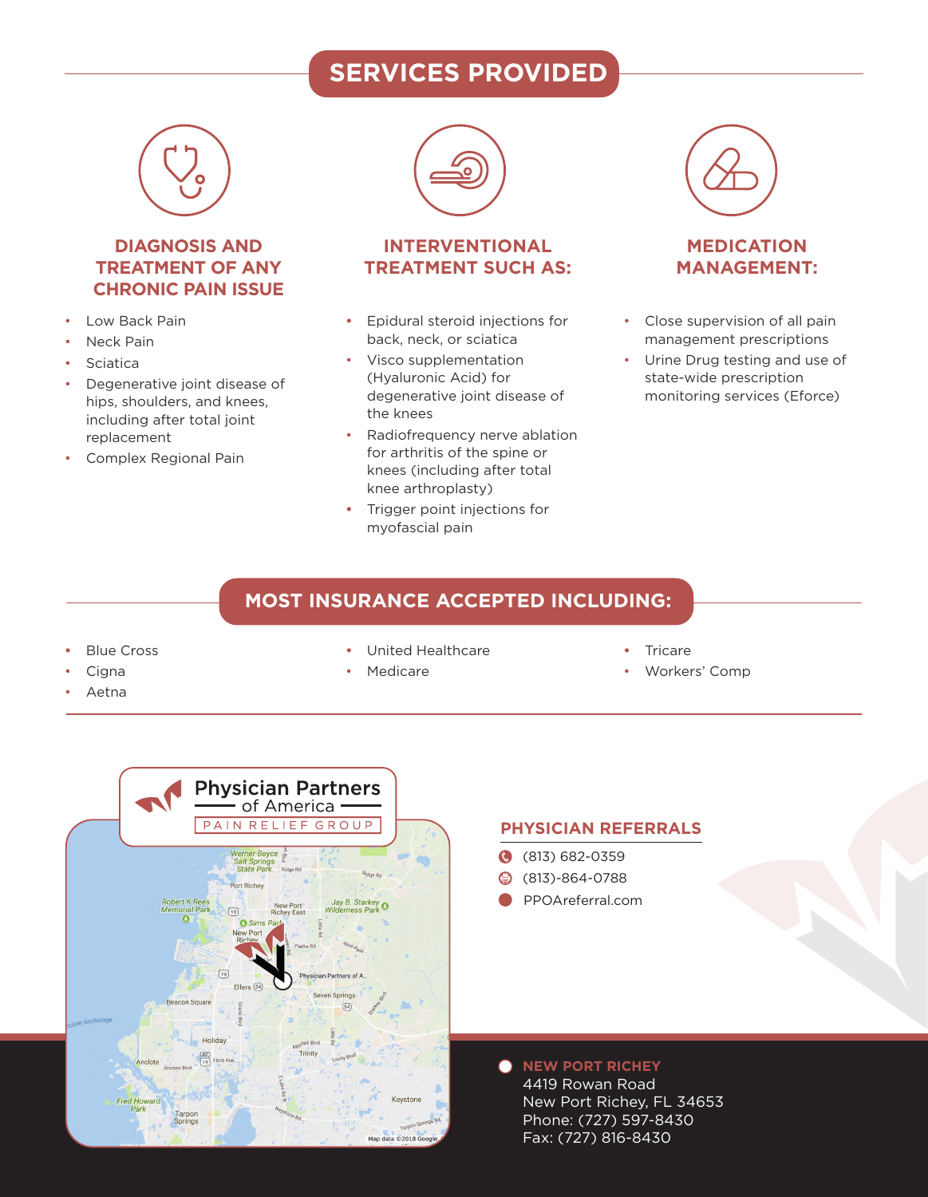## SERVICES PROVIDED

### DIAGNOSIS AND TREATMENT OF ANY CHRONIC PAIN ISSUE

- Low Back Pain
- Neck Pain
- Sciatica
- Degenerative joint disease of hips, shoulders, and knees, including after total joint replacement
- Complex Regional Pain

### INTERVENTIONAL TREATMENT SUCH AS:

- Epidural steroid injections for back, neck, or sciatica
- Visco supplementation (Hyaluronic Acid) for degenerative joint disease of the knees
- Radiofrequency nerve ablation for arthritis of the spine or knees (including after total knee arthroplasty)
- Trigger point injections for myofascial pain

### MEDICATION MANAGEMENT:

- Close supervision of all pain management prescriptions
- Urine Drug testing and use of state-wide prescription monitoring services (Eforce)

## MOST INSURANCE ACCEPTED INCLUDING:

- Blue Cross
- Cigna
- Aetna
- United Healthcare
- Medicare
- Tricare
- Workers' Comp

Physician Partners of America
PAIN RELIEF GROUP

### PHYSICIAN REFERRALS

(813) 682-0359
(813)-864-0788
PPOAreferral.com

**NEW PORT RICHEY**
4419 Rowan Road
New Port Richey, FL 34653
Phone: (727) 597-8430
Fax: (727) 816-8430